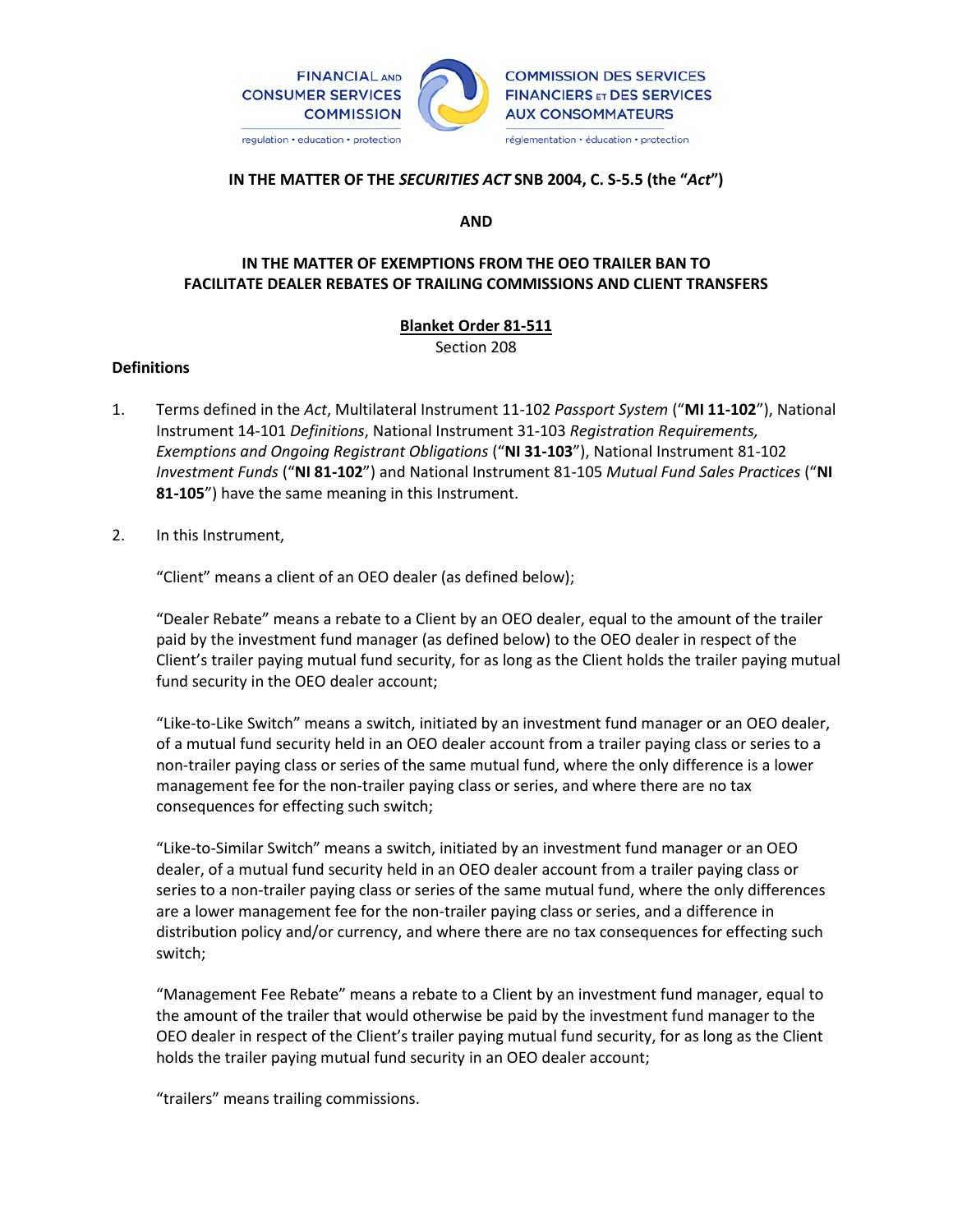FINANCIAL AND CONSUMER SERVICES COMMISSION
regulation • education • protection

COMMISSION DES SERVICES FINANCIERS ET DES SERVICES AUX CONSOMMATEURS
réglementation • éducation • protection

**IN THE MATTER OF THE *SECURITIES ACT* SNB 2004, C. S-5.5 (the "*Act*")**

**AND**

**IN THE MATTER OF EXEMPTIONS FROM THE OEO TRAILER BAN TO FACILITATE DEALER REBATES OF TRAILING COMMISSIONS AND CLIENT TRANSFERS**

**Blanket Order 81-511**

Section 208

**Definitions**

1. Terms defined in the *Act*, Multilateral Instrument 11-102 *Passport System* ("**MI 11-102**"), National Instrument 14-101 *Definitions*, National Instrument 31-103 *Registration Requirements, Exemptions and Ongoing Registrant Obligations* ("**NI 31-103**"), National Instrument 81-102 *Investment Funds* ("**NI 81-102**") and National Instrument 81-105 *Mutual Fund Sales Practices* ("**NI 81-105**") have the same meaning in this Instrument.

2. In this Instrument,

   "Client" means a client of an OEO dealer (as defined below);

   "Dealer Rebate" means a rebate to a Client by an OEO dealer, equal to the amount of the trailer paid by the investment fund manager (as defined below) to the OEO dealer in respect of the Client's trailer paying mutual fund security, for as long as the Client holds the trailer paying mutual fund security in the OEO dealer account;

   "Like-to-Like Switch" means a switch, initiated by an investment fund manager or an OEO dealer, of a mutual fund security held in an OEO dealer account from a trailer paying class or series to a non-trailer paying class or series of the same mutual fund, where the only difference is a lower management fee for the non-trailer paying class or series, and where there are no tax consequences for effecting such switch;

   "Like-to-Similar Switch" means a switch, initiated by an investment fund manager or an OEO dealer, of a mutual fund security held in an OEO dealer account from a trailer paying class or series to a non-trailer paying class or series of the same mutual fund, where the only differences are a lower management fee for the non-trailer paying class or series, and a difference in distribution policy and/or currency, and where there are no tax consequences for effecting such switch;

   "Management Fee Rebate" means a rebate to a Client by an investment fund manager, equal to the amount of the trailer that would otherwise be paid by the investment fund manager to the OEO dealer in respect of the Client's trailer paying mutual fund security, for as long as the Client holds the trailer paying mutual fund security in an OEO dealer account;

   "trailers" means trailing commissions.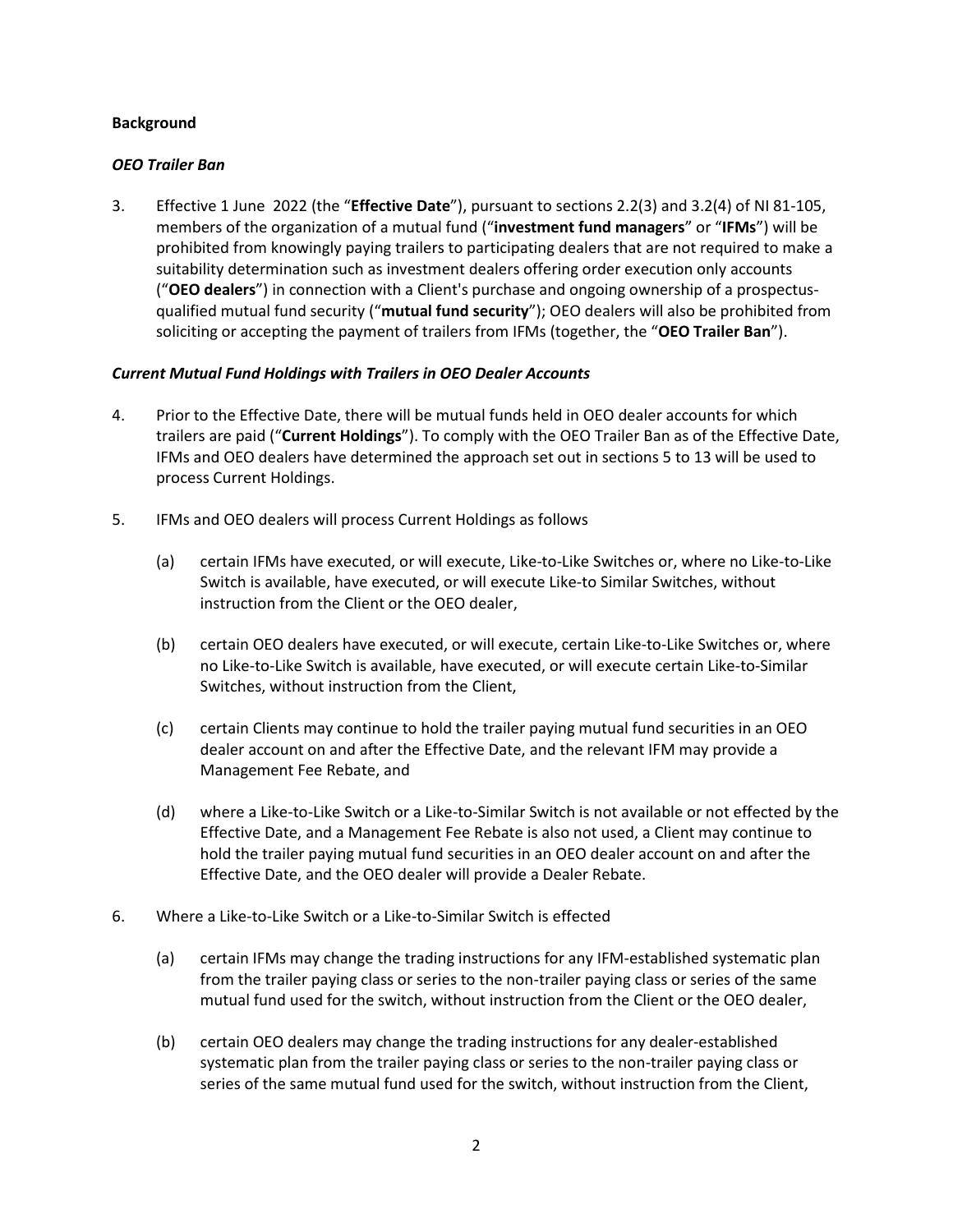**Background**

***OEO Trailer Ban***

3. Effective 1 June 2022 (the "**Effective Date**"), pursuant to sections 2.2(3) and 3.2(4) of NI 81-105, members of the organization of a mutual fund ("**investment fund managers**" or "**IFMs**") will be prohibited from knowingly paying trailers to participating dealers that are not required to make a suitability determination such as investment dealers offering order execution only accounts ("**OEO dealers**") in connection with a Client's purchase and ongoing ownership of a prospectus-qualified mutual fund security ("**mutual fund security**"); OEO dealers will also be prohibited from soliciting or accepting the payment of trailers from IFMs (together, the "**OEO Trailer Ban**").

***Current Mutual Fund Holdings with Trailers in OEO Dealer Accounts***

4. Prior to the Effective Date, there will be mutual funds held in OEO dealer accounts for which trailers are paid ("**Current Holdings**"). To comply with the OEO Trailer Ban as of the Effective Date, IFMs and OEO dealers have determined the approach set out in sections 5 to 13 will be used to process Current Holdings.

5. IFMs and OEO dealers will process Current Holdings as follows

   (a) certain IFMs have executed, or will execute, Like-to-Like Switches or, where no Like-to-Like Switch is available, have executed, or will execute Like-to Similar Switches, without instruction from the Client or the OEO dealer,

   (b) certain OEO dealers have executed, or will execute, certain Like-to-Like Switches or, where no Like-to-Like Switch is available, have executed, or will execute certain Like-to-Similar Switches, without instruction from the Client,

   (c) certain Clients may continue to hold the trailer paying mutual fund securities in an OEO dealer account on and after the Effective Date, and the relevant IFM may provide a Management Fee Rebate, and

   (d) where a Like-to-Like Switch or a Like-to-Similar Switch is not available or not effected by the Effective Date, and a Management Fee Rebate is also not used, a Client may continue to hold the trailer paying mutual fund securities in an OEO dealer account on and after the Effective Date, and the OEO dealer will provide a Dealer Rebate.

6. Where a Like-to-Like Switch or a Like-to-Similar Switch is effected

   (a) certain IFMs may change the trading instructions for any IFM-established systematic plan from the trailer paying class or series to the non-trailer paying class or series of the same mutual fund used for the switch, without instruction from the Client or the OEO dealer,

   (b) certain OEO dealers may change the trading instructions for any dealer-established systematic plan from the trailer paying class or series to the non-trailer paying class or series of the same mutual fund used for the switch, without instruction from the Client,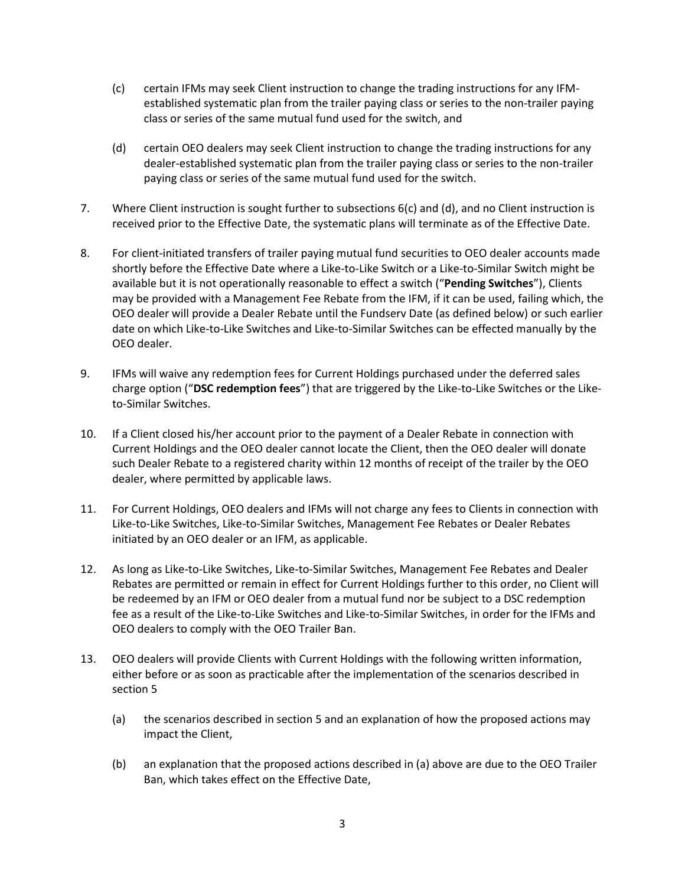(c) certain IFMs may seek Client instruction to change the trading instructions for any IFM-established systematic plan from the trailer paying class or series to the non-trailer paying class or series of the same mutual fund used for the switch, and

(d) certain OEO dealers may seek Client instruction to change the trading instructions for any dealer-established systematic plan from the trailer paying class or series to the non-trailer paying class or series of the same mutual fund used for the switch.

7. Where Client instruction is sought further to subsections 6(c) and (d), and no Client instruction is received prior to the Effective Date, the systematic plans will terminate as of the Effective Date.

8. For client-initiated transfers of trailer paying mutual fund securities to OEO dealer accounts made shortly before the Effective Date where a Like-to-Like Switch or a Like-to-Similar Switch might be available but it is not operationally reasonable to effect a switch ("**Pending Switches**"), Clients may be provided with a Management Fee Rebate from the IFM, if it can be used, failing which, the OEO dealer will provide a Dealer Rebate until the Fundserv Date (as defined below) or such earlier date on which Like-to-Like Switches and Like-to-Similar Switches can be effected manually by the OEO dealer.

9. IFMs will waive any redemption fees for Current Holdings purchased under the deferred sales charge option ("**DSC redemption fees**") that are triggered by the Like-to-Like Switches or the Like-to-Similar Switches.

10. If a Client closed his/her account prior to the payment of a Dealer Rebate in connection with Current Holdings and the OEO dealer cannot locate the Client, then the OEO dealer will donate such Dealer Rebate to a registered charity within 12 months of receipt of the trailer by the OEO dealer, where permitted by applicable laws.

11. For Current Holdings, OEO dealers and IFMs will not charge any fees to Clients in connection with Like-to-Like Switches, Like-to-Similar Switches, Management Fee Rebates or Dealer Rebates initiated by an OEO dealer or an IFM, as applicable.

12. As long as Like-to-Like Switches, Like-to-Similar Switches, Management Fee Rebates and Dealer Rebates are permitted or remain in effect for Current Holdings further to this order, no Client will be redeemed by an IFM or OEO dealer from a mutual fund nor be subject to a DSC redemption fee as a result of the Like-to-Like Switches and Like-to-Similar Switches, in order for the IFMs and OEO dealers to comply with the OEO Trailer Ban.

13. OEO dealers will provide Clients with Current Holdings with the following written information, either before or as soon as practicable after the implementation of the scenarios described in section 5

(a) the scenarios described in section 5 and an explanation of how the proposed actions may impact the Client,

(b) an explanation that the proposed actions described in (a) above are due to the OEO Trailer Ban, which takes effect on the Effective Date,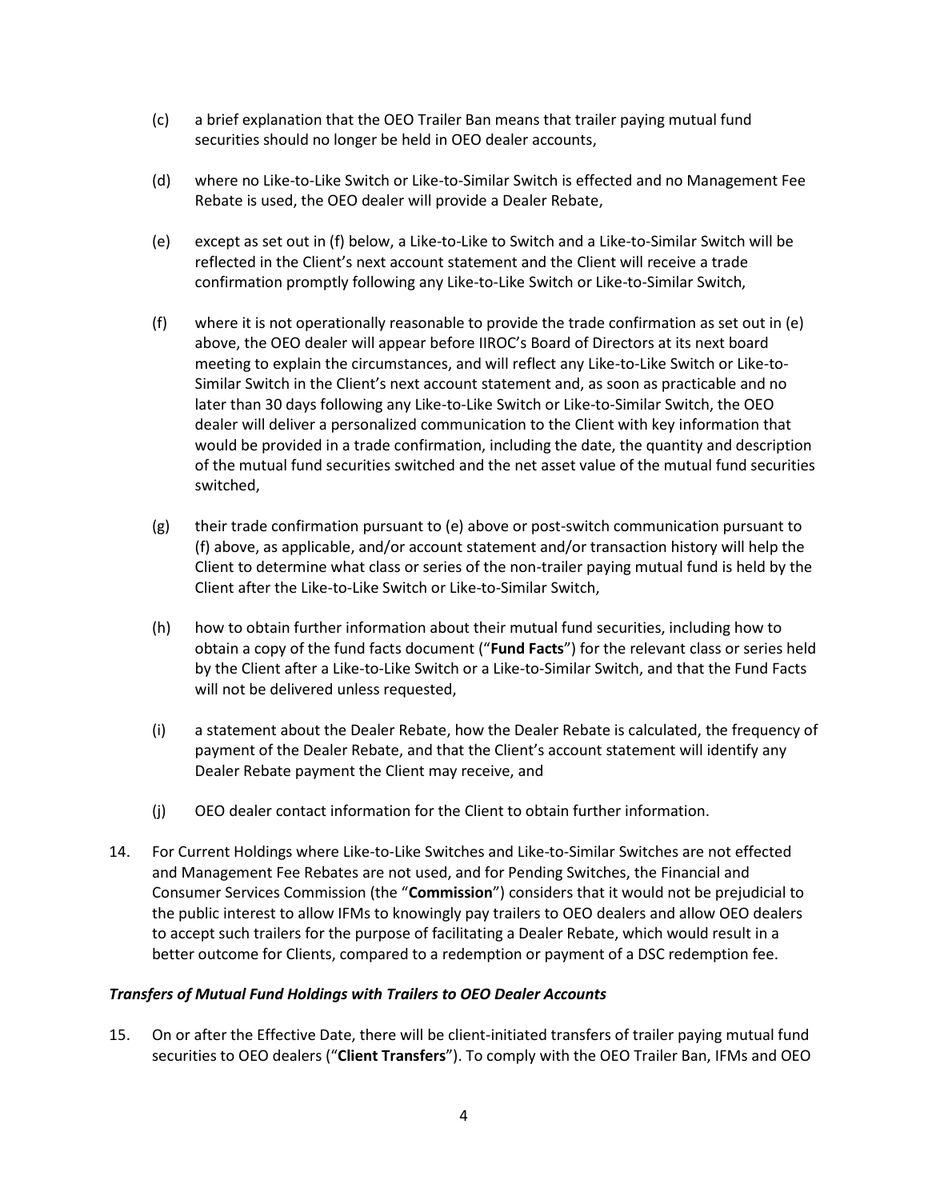(c) a brief explanation that the OEO Trailer Ban means that trailer paying mutual fund securities should no longer be held in OEO dealer accounts,

(d) where no Like-to-Like Switch or Like-to-Similar Switch is effected and no Management Fee Rebate is used, the OEO dealer will provide a Dealer Rebate,

(e) except as set out in (f) below, a Like-to-Like to Switch and a Like-to-Similar Switch will be reflected in the Client's next account statement and the Client will receive a trade confirmation promptly following any Like-to-Like Switch or Like-to-Similar Switch,

(f) where it is not operationally reasonable to provide the trade confirmation as set out in (e) above, the OEO dealer will appear before IIROC's Board of Directors at its next board meeting to explain the circumstances, and will reflect any Like-to-Like Switch or Like-to-Similar Switch in the Client's next account statement and, as soon as practicable and no later than 30 days following any Like-to-Like Switch or Like-to-Similar Switch, the OEO dealer will deliver a personalized communication to the Client with key information that would be provided in a trade confirmation, including the date, the quantity and description of the mutual fund securities switched and the net asset value of the mutual fund securities switched,

(g) their trade confirmation pursuant to (e) above or post-switch communication pursuant to (f) above, as applicable, and/or account statement and/or transaction history will help the Client to determine what class or series of the non-trailer paying mutual fund is held by the Client after the Like-to-Like Switch or Like-to-Similar Switch,

(h) how to obtain further information about their mutual fund securities, including how to obtain a copy of the fund facts document ("**Fund Facts**") for the relevant class or series held by the Client after a Like-to-Like Switch or a Like-to-Similar Switch, and that the Fund Facts will not be delivered unless requested,

(i) a statement about the Dealer Rebate, how the Dealer Rebate is calculated, the frequency of payment of the Dealer Rebate, and that the Client's account statement will identify any Dealer Rebate payment the Client may receive, and

(j) OEO dealer contact information for the Client to obtain further information.

14. For Current Holdings where Like-to-Like Switches and Like-to-Similar Switches are not effected and Management Fee Rebates are not used, and for Pending Switches, the Financial and Consumer Services Commission (the "**Commission**") considers that it would not be prejudicial to the public interest to allow IFMs to knowingly pay trailers to OEO dealers and allow OEO dealers to accept such trailers for the purpose of facilitating a Dealer Rebate, which would result in a better outcome for Clients, compared to a redemption or payment of a DSC redemption fee.

***Transfers of Mutual Fund Holdings with Trailers to OEO Dealer Accounts***

15. On or after the Effective Date, there will be client-initiated transfers of trailer paying mutual fund securities to OEO dealers ("**Client Transfers**"). To comply with the OEO Trailer Ban, IFMs and OEO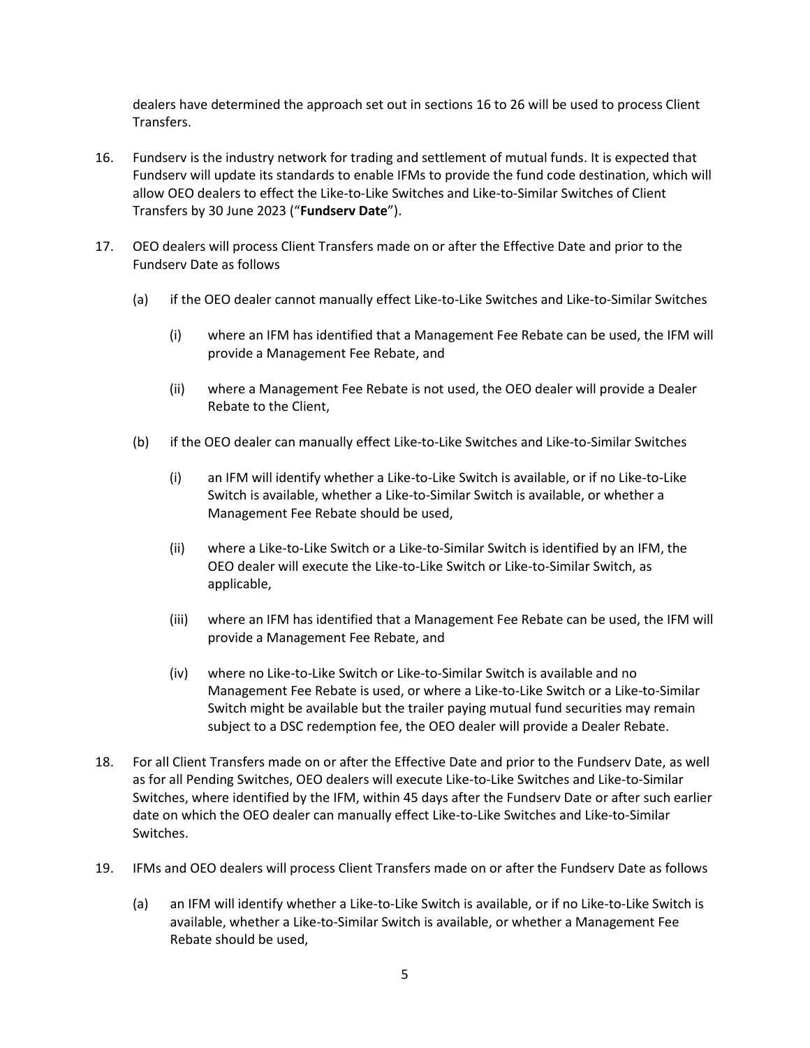dealers have determined the approach set out in sections 16 to 26 will be used to process Client Transfers.

16. Fundserv is the industry network for trading and settlement of mutual funds. It is expected that Fundserv will update its standards to enable IFMs to provide the fund code destination, which will allow OEO dealers to effect the Like-to-Like Switches and Like-to-Similar Switches of Client Transfers by 30 June 2023 ("**Fundserv Date**").

17. OEO dealers will process Client Transfers made on or after the Effective Date and prior to the Fundserv Date as follows

    (a) if the OEO dealer cannot manually effect Like-to-Like Switches and Like-to-Similar Switches

        (i) where an IFM has identified that a Management Fee Rebate can be used, the IFM will provide a Management Fee Rebate, and

        (ii) where a Management Fee Rebate is not used, the OEO dealer will provide a Dealer Rebate to the Client,

    (b) if the OEO dealer can manually effect Like-to-Like Switches and Like-to-Similar Switches

        (i) an IFM will identify whether a Like-to-Like Switch is available, or if no Like-to-Like Switch is available, whether a Like-to-Similar Switch is available, or whether a Management Fee Rebate should be used,

        (ii) where a Like-to-Like Switch or a Like-to-Similar Switch is identified by an IFM, the OEO dealer will execute the Like-to-Like Switch or Like-to-Similar Switch, as applicable,

        (iii) where an IFM has identified that a Management Fee Rebate can be used, the IFM will provide a Management Fee Rebate, and

        (iv) where no Like-to-Like Switch or Like-to-Similar Switch is available and no Management Fee Rebate is used, or where a Like-to-Like Switch or a Like-to-Similar Switch might be available but the trailer paying mutual fund securities may remain subject to a DSC redemption fee, the OEO dealer will provide a Dealer Rebate.

18. For all Client Transfers made on or after the Effective Date and prior to the Fundserv Date, as well as for all Pending Switches, OEO dealers will execute Like-to-Like Switches and Like-to-Similar Switches, where identified by the IFM, within 45 days after the Fundserv Date or after such earlier date on which the OEO dealer can manually effect Like-to-Like Switches and Like-to-Similar Switches.

19. IFMs and OEO dealers will process Client Transfers made on or after the Fundserv Date as follows

    (a) an IFM will identify whether a Like-to-Like Switch is available, or if no Like-to-Like Switch is available, whether a Like-to-Similar Switch is available, or whether a Management Fee Rebate should be used,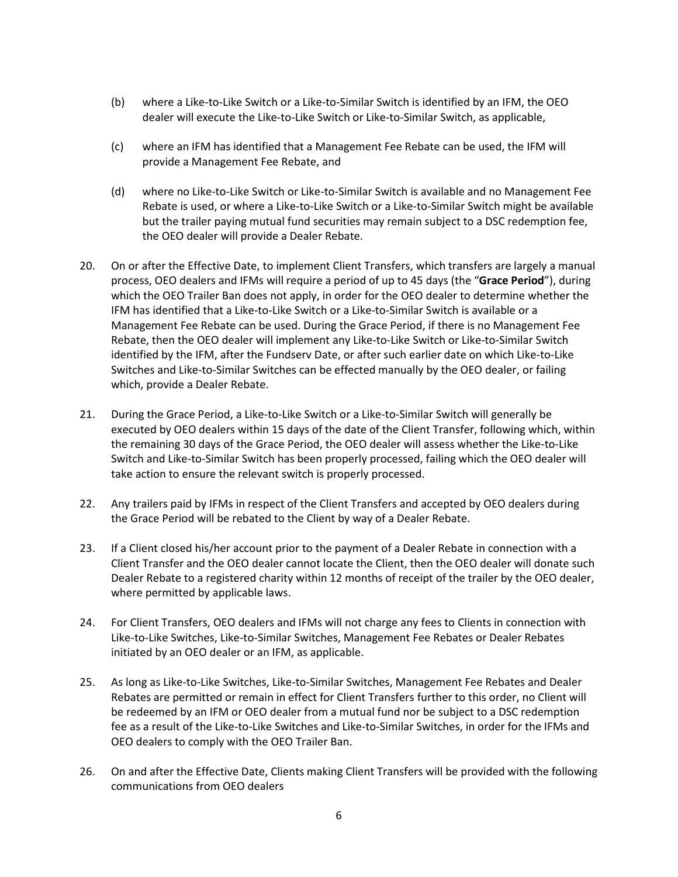(b) where a Like-to-Like Switch or a Like-to-Similar Switch is identified by an IFM, the OEO dealer will execute the Like-to-Like Switch or Like-to-Similar Switch, as applicable,

(c) where an IFM has identified that a Management Fee Rebate can be used, the IFM will provide a Management Fee Rebate, and

(d) where no Like-to-Like Switch or Like-to-Similar Switch is available and no Management Fee Rebate is used, or where a Like-to-Like Switch or a Like-to-Similar Switch might be available but the trailer paying mutual fund securities may remain subject to a DSC redemption fee, the OEO dealer will provide a Dealer Rebate.

20. On or after the Effective Date, to implement Client Transfers, which transfers are largely a manual process, OEO dealers and IFMs will require a period of up to 45 days (the "**Grace Period**"), during which the OEO Trailer Ban does not apply, in order for the OEO dealer to determine whether the IFM has identified that a Like-to-Like Switch or a Like-to-Similar Switch is available or a Management Fee Rebate can be used. During the Grace Period, if there is no Management Fee Rebate, then the OEO dealer will implement any Like-to-Like Switch or Like-to-Similar Switch identified by the IFM, after the Fundserv Date, or after such earlier date on which Like-to-Like Switches and Like-to-Similar Switches can be effected manually by the OEO dealer, or failing which, provide a Dealer Rebate.

21. During the Grace Period, a Like-to-Like Switch or a Like-to-Similar Switch will generally be executed by OEO dealers within 15 days of the date of the Client Transfer, following which, within the remaining 30 days of the Grace Period, the OEO dealer will assess whether the Like-to-Like Switch and Like-to-Similar Switch has been properly processed, failing which the OEO dealer will take action to ensure the relevant switch is properly processed.

22. Any trailers paid by IFMs in respect of the Client Transfers and accepted by OEO dealers during the Grace Period will be rebated to the Client by way of a Dealer Rebate.

23. If a Client closed his/her account prior to the payment of a Dealer Rebate in connection with a Client Transfer and the OEO dealer cannot locate the Client, then the OEO dealer will donate such Dealer Rebate to a registered charity within 12 months of receipt of the trailer by the OEO dealer, where permitted by applicable laws.

24. For Client Transfers, OEO dealers and IFMs will not charge any fees to Clients in connection with Like-to-Like Switches, Like-to-Similar Switches, Management Fee Rebates or Dealer Rebates initiated by an OEO dealer or an IFM, as applicable.

25. As long as Like-to-Like Switches, Like-to-Similar Switches, Management Fee Rebates and Dealer Rebates are permitted or remain in effect for Client Transfers further to this order, no Client will be redeemed by an IFM or OEO dealer from a mutual fund nor be subject to a DSC redemption fee as a result of the Like-to-Like Switches and Like-to-Similar Switches, in order for the IFMs and OEO dealers to comply with the OEO Trailer Ban.

26. On and after the Effective Date, Clients making Client Transfers will be provided with the following communications from OEO dealers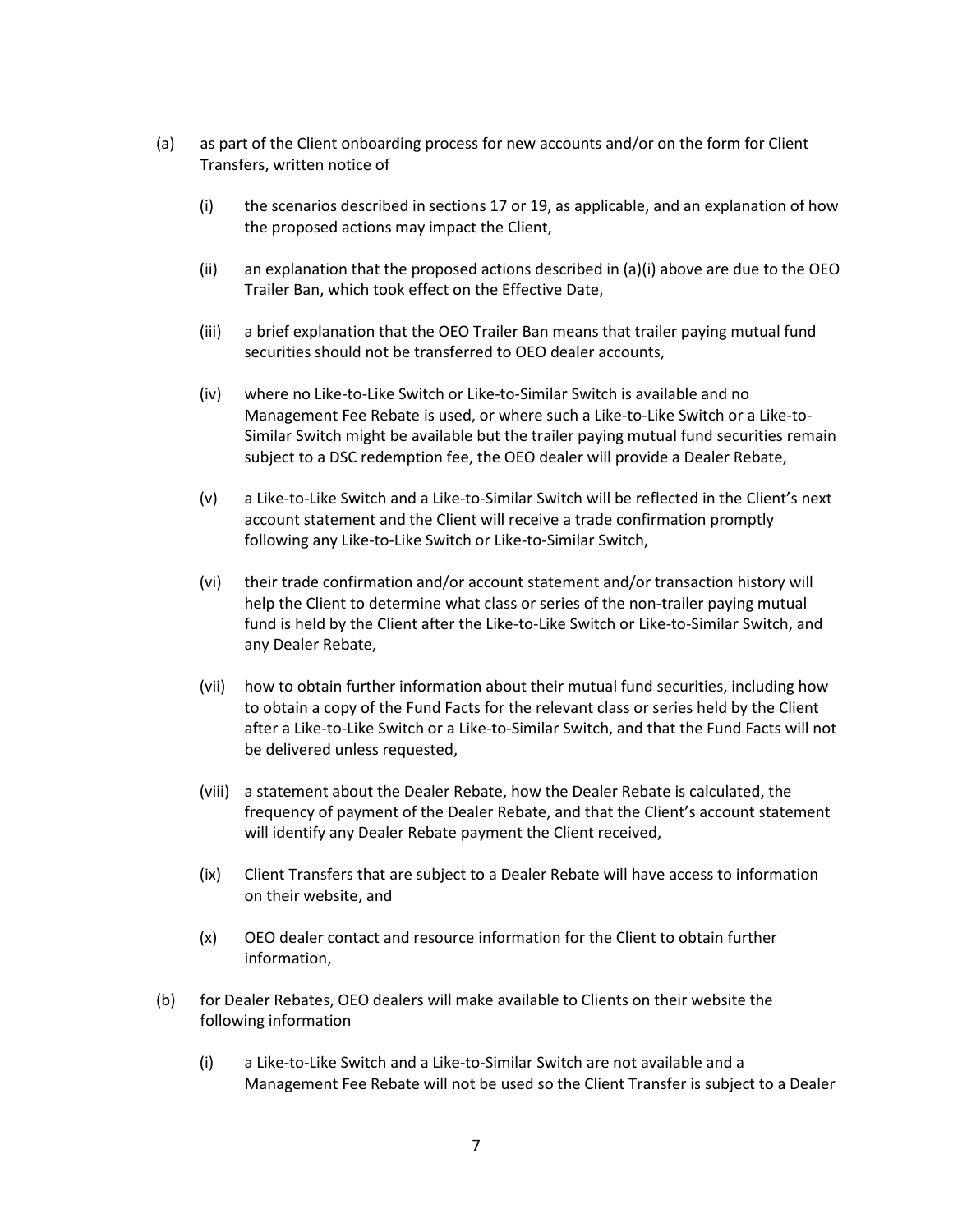(a) as part of the Client onboarding process for new accounts and/or on the form for Client Transfers, written notice of

  (i) the scenarios described in sections 17 or 19, as applicable, and an explanation of how the proposed actions may impact the Client,

  (ii) an explanation that the proposed actions described in (a)(i) above are due to the OEO Trailer Ban, which took effect on the Effective Date,

  (iii) a brief explanation that the OEO Trailer Ban means that trailer paying mutual fund securities should not be transferred to OEO dealer accounts,

  (iv) where no Like-to-Like Switch or Like-to-Similar Switch is available and no Management Fee Rebate is used, or where such a Like-to-Like Switch or a Like-to-Similar Switch might be available but the trailer paying mutual fund securities remain subject to a DSC redemption fee, the OEO dealer will provide a Dealer Rebate,

  (v) a Like-to-Like Switch and a Like-to-Similar Switch will be reflected in the Client's next account statement and the Client will receive a trade confirmation promptly following any Like-to-Like Switch or Like-to-Similar Switch,

  (vi) their trade confirmation and/or account statement and/or transaction history will help the Client to determine what class or series of the non-trailer paying mutual fund is held by the Client after the Like-to-Like Switch or Like-to-Similar Switch, and any Dealer Rebate,

  (vii) how to obtain further information about their mutual fund securities, including how to obtain a copy of the Fund Facts for the relevant class or series held by the Client after a Like-to-Like Switch or a Like-to-Similar Switch, and that the Fund Facts will not be delivered unless requested,

  (viii) a statement about the Dealer Rebate, how the Dealer Rebate is calculated, the frequency of payment of the Dealer Rebate, and that the Client's account statement will identify any Dealer Rebate payment the Client received,

  (ix) Client Transfers that are subject to a Dealer Rebate will have access to information on their website, and

  (x) OEO dealer contact and resource information for the Client to obtain further information,

(b) for Dealer Rebates, OEO dealers will make available to Clients on their website the following information

  (i) a Like-to-Like Switch and a Like-to-Similar Switch are not available and a Management Fee Rebate will not be used so the Client Transfer is subject to a Dealer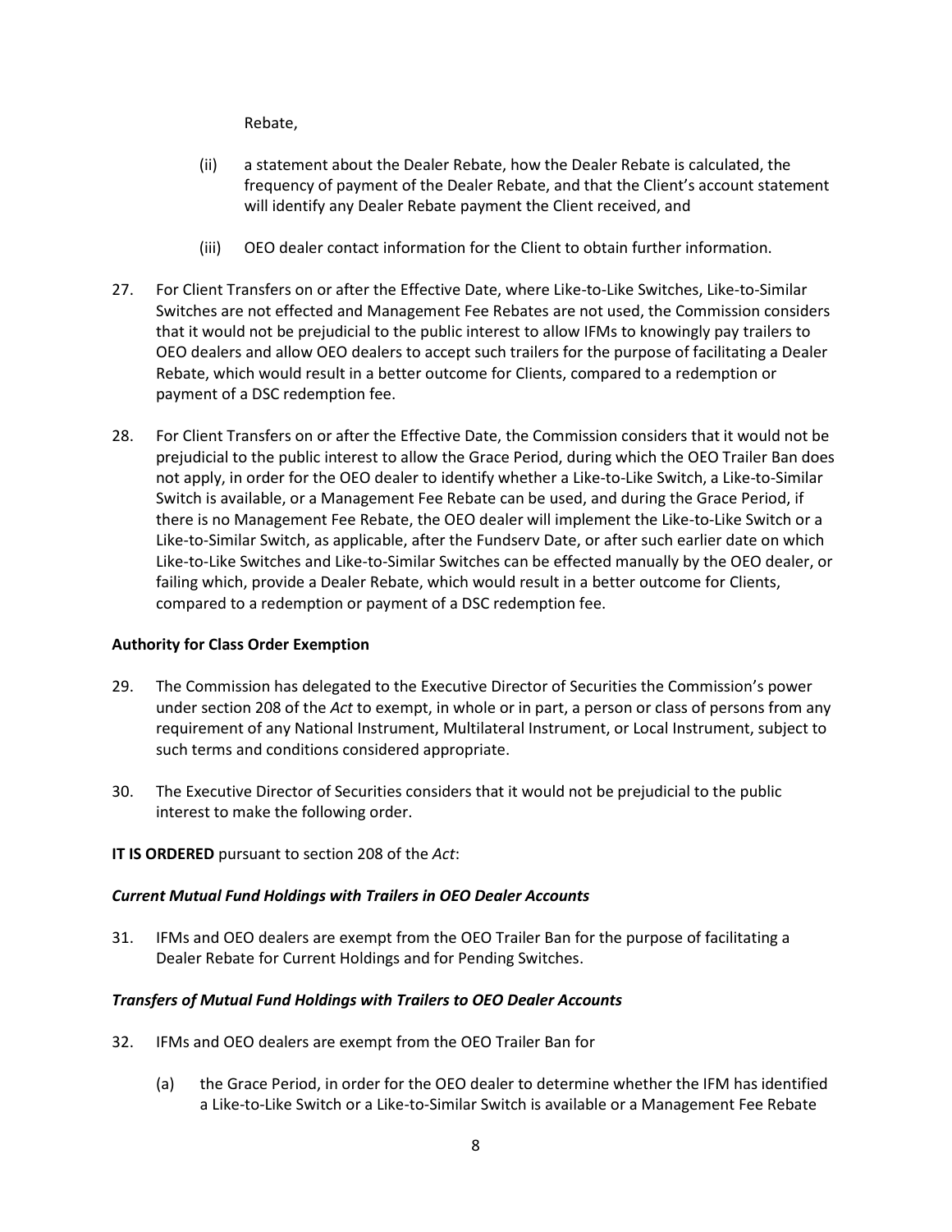Rebate,

(ii) a statement about the Dealer Rebate, how the Dealer Rebate is calculated, the frequency of payment of the Dealer Rebate, and that the Client's account statement will identify any Dealer Rebate payment the Client received, and

(iii) OEO dealer contact information for the Client to obtain further information.

27. For Client Transfers on or after the Effective Date, where Like-to-Like Switches, Like-to-Similar Switches are not effected and Management Fee Rebates are not used, the Commission considers that it would not be prejudicial to the public interest to allow IFMs to knowingly pay trailers to OEO dealers and allow OEO dealers to accept such trailers for the purpose of facilitating a Dealer Rebate, which would result in a better outcome for Clients, compared to a redemption or payment of a DSC redemption fee.

28. For Client Transfers on or after the Effective Date, the Commission considers that it would not be prejudicial to the public interest to allow the Grace Period, during which the OEO Trailer Ban does not apply, in order for the OEO dealer to identify whether a Like-to-Like Switch, a Like-to-Similar Switch is available, or a Management Fee Rebate can be used, and during the Grace Period, if there is no Management Fee Rebate, the OEO dealer will implement the Like-to-Like Switch or a Like-to-Similar Switch, as applicable, after the Fundserv Date, or after such earlier date on which Like-to-Like Switches and Like-to-Similar Switches can be effected manually by the OEO dealer, or failing which, provide a Dealer Rebate, which would result in a better outcome for Clients, compared to a redemption or payment of a DSC redemption fee.

**Authority for Class Order Exemption**

29. The Commission has delegated to the Executive Director of Securities the Commission's power under section 208 of the *Act* to exempt, in whole or in part, a person or class of persons from any requirement of any National Instrument, Multilateral Instrument, or Local Instrument, subject to such terms and conditions considered appropriate.

30. The Executive Director of Securities considers that it would not be prejudicial to the public interest to make the following order.

**IT IS ORDERED** pursuant to section 208 of the *Act*:

***Current Mutual Fund Holdings with Trailers in OEO Dealer Accounts***

31. IFMs and OEO dealers are exempt from the OEO Trailer Ban for the purpose of facilitating a Dealer Rebate for Current Holdings and for Pending Switches.

***Transfers of Mutual Fund Holdings with Trailers to OEO Dealer Accounts***

32. IFMs and OEO dealers are exempt from the OEO Trailer Ban for

(a) the Grace Period, in order for the OEO dealer to determine whether the IFM has identified a Like-to-Like Switch or a Like-to-Similar Switch is available or a Management Fee Rebate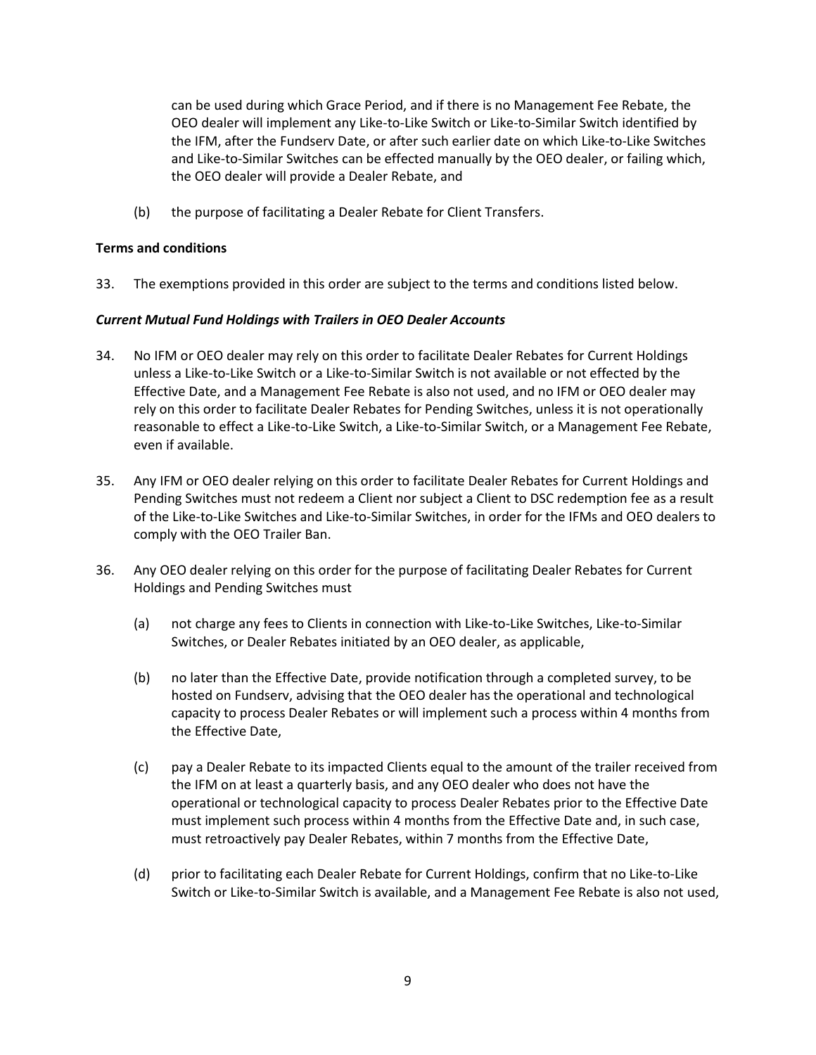can be used during which Grace Period, and if there is no Management Fee Rebate, the OEO dealer will implement any Like-to-Like Switch or Like-to-Similar Switch identified by the IFM, after the Fundserv Date, or after such earlier date on which Like-to-Like Switches and Like-to-Similar Switches can be effected manually by the OEO dealer, or failing which, the OEO dealer will provide a Dealer Rebate, and

(b) the purpose of facilitating a Dealer Rebate for Client Transfers.

**Terms and conditions**

33. The exemptions provided in this order are subject to the terms and conditions listed below.

***Current Mutual Fund Holdings with Trailers in OEO Dealer Accounts***

34. No IFM or OEO dealer may rely on this order to facilitate Dealer Rebates for Current Holdings unless a Like-to-Like Switch or a Like-to-Similar Switch is not available or not effected by the Effective Date, and a Management Fee Rebate is also not used, and no IFM or OEO dealer may rely on this order to facilitate Dealer Rebates for Pending Switches, unless it is not operationally reasonable to effect a Like-to-Like Switch, a Like-to-Similar Switch, or a Management Fee Rebate, even if available.

35. Any IFM or OEO dealer relying on this order to facilitate Dealer Rebates for Current Holdings and Pending Switches must not redeem a Client nor subject a Client to DSC redemption fee as a result of the Like-to-Like Switches and Like-to-Similar Switches, in order for the IFMs and OEO dealers to comply with the OEO Trailer Ban.

36. Any OEO dealer relying on this order for the purpose of facilitating Dealer Rebates for Current Holdings and Pending Switches must

(a) not charge any fees to Clients in connection with Like-to-Like Switches, Like-to-Similar Switches, or Dealer Rebates initiated by an OEO dealer, as applicable,

(b) no later than the Effective Date, provide notification through a completed survey, to be hosted on Fundserv, advising that the OEO dealer has the operational and technological capacity to process Dealer Rebates or will implement such a process within 4 months from the Effective Date,

(c) pay a Dealer Rebate to its impacted Clients equal to the amount of the trailer received from the IFM on at least a quarterly basis, and any OEO dealer who does not have the operational or technological capacity to process Dealer Rebates prior to the Effective Date must implement such process within 4 months from the Effective Date and, in such case, must retroactively pay Dealer Rebates, within 7 months from the Effective Date,

(d) prior to facilitating each Dealer Rebate for Current Holdings, confirm that no Like-to-Like Switch or Like-to-Similar Switch is available, and a Management Fee Rebate is also not used,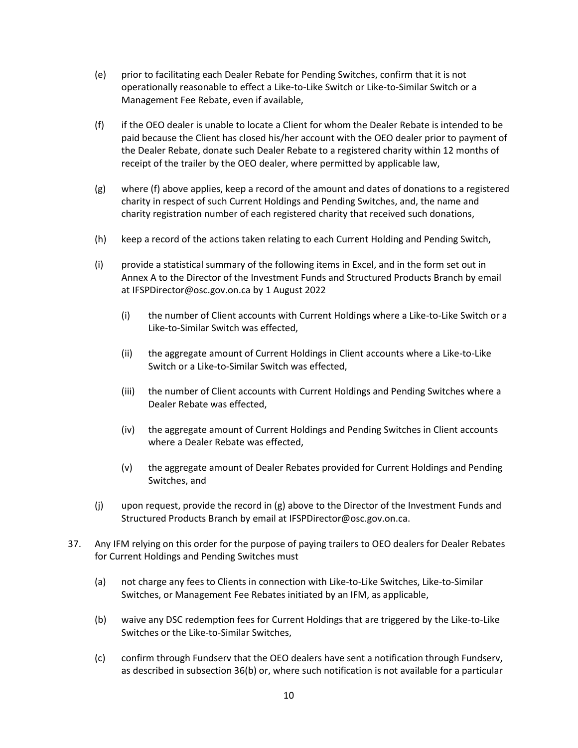(e) prior to facilitating each Dealer Rebate for Pending Switches, confirm that it is not operationally reasonable to effect a Like-to-Like Switch or Like-to-Similar Switch or a Management Fee Rebate, even if available,

(f) if the OEO dealer is unable to locate a Client for whom the Dealer Rebate is intended to be paid because the Client has closed his/her account with the OEO dealer prior to payment of the Dealer Rebate, donate such Dealer Rebate to a registered charity within 12 months of receipt of the trailer by the OEO dealer, where permitted by applicable law,

(g) where (f) above applies, keep a record of the amount and dates of donations to a registered charity in respect of such Current Holdings and Pending Switches, and, the name and charity registration number of each registered charity that received such donations,

(h) keep a record of the actions taken relating to each Current Holding and Pending Switch,

(i) provide a statistical summary of the following items in Excel, and in the form set out in Annex A to the Director of the Investment Funds and Structured Products Branch by email at IFSPDirector@osc.gov.on.ca by 1 August 2022

   (i) the number of Client accounts with Current Holdings where a Like-to-Like Switch or a Like-to-Similar Switch was effected,

   (ii) the aggregate amount of Current Holdings in Client accounts where a Like-to-Like Switch or a Like-to-Similar Switch was effected,

   (iii) the number of Client accounts with Current Holdings and Pending Switches where a Dealer Rebate was effected,

   (iv) the aggregate amount of Current Holdings and Pending Switches in Client accounts where a Dealer Rebate was effected,

   (v) the aggregate amount of Dealer Rebates provided for Current Holdings and Pending Switches, and

(j) upon request, provide the record in (g) above to the Director of the Investment Funds and Structured Products Branch by email at IFSPDirector@osc.gov.on.ca.

37. Any IFM relying on this order for the purpose of paying trailers to OEO dealers for Dealer Rebates for Current Holdings and Pending Switches must

(a) not charge any fees to Clients in connection with Like-to-Like Switches, Like-to-Similar Switches, or Management Fee Rebates initiated by an IFM, as applicable,

(b) waive any DSC redemption fees for Current Holdings that are triggered by the Like-to-Like Switches or the Like-to-Similar Switches,

(c) confirm through Fundserv that the OEO dealers have sent a notification through Fundserv, as described in subsection 36(b) or, where such notification is not available for a particular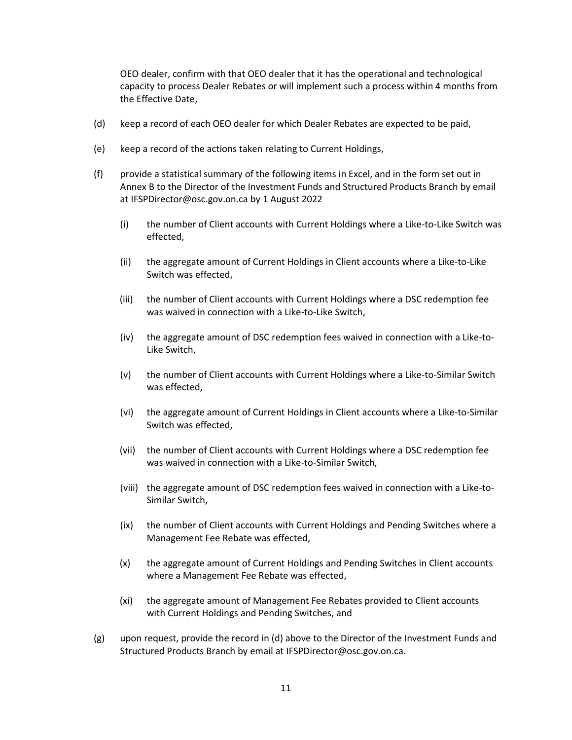OEO dealer, confirm with that OEO dealer that it has the operational and technological capacity to process Dealer Rebates or will implement such a process within 4 months from the Effective Date,

(d) keep a record of each OEO dealer for which Dealer Rebates are expected to be paid,

(e) keep a record of the actions taken relating to Current Holdings,

(f) provide a statistical summary of the following items in Excel, and in the form set out in Annex B to the Director of the Investment Funds and Structured Products Branch by email at IFSPDirector@osc.gov.on.ca by 1 August 2022

  (i) the number of Client accounts with Current Holdings where a Like-to-Like Switch was effected,

  (ii) the aggregate amount of Current Holdings in Client accounts where a Like-to-Like Switch was effected,

  (iii) the number of Client accounts with Current Holdings where a DSC redemption fee was waived in connection with a Like-to-Like Switch,

  (iv) the aggregate amount of DSC redemption fees waived in connection with a Like-to-Like Switch,

  (v) the number of Client accounts with Current Holdings where a Like-to-Similar Switch was effected,

  (vi) the aggregate amount of Current Holdings in Client accounts where a Like-to-Similar Switch was effected,

  (vii) the number of Client accounts with Current Holdings where a DSC redemption fee was waived in connection with a Like-to-Similar Switch,

  (viii) the aggregate amount of DSC redemption fees waived in connection with a Like-to-Similar Switch,

  (ix) the number of Client accounts with Current Holdings and Pending Switches where a Management Fee Rebate was effected,

  (x) the aggregate amount of Current Holdings and Pending Switches in Client accounts where a Management Fee Rebate was effected,

  (xi) the aggregate amount of Management Fee Rebates provided to Client accounts with Current Holdings and Pending Switches, and

(g) upon request, provide the record in (d) above to the Director of the Investment Funds and Structured Products Branch by email at IFSPDirector@osc.gov.on.ca.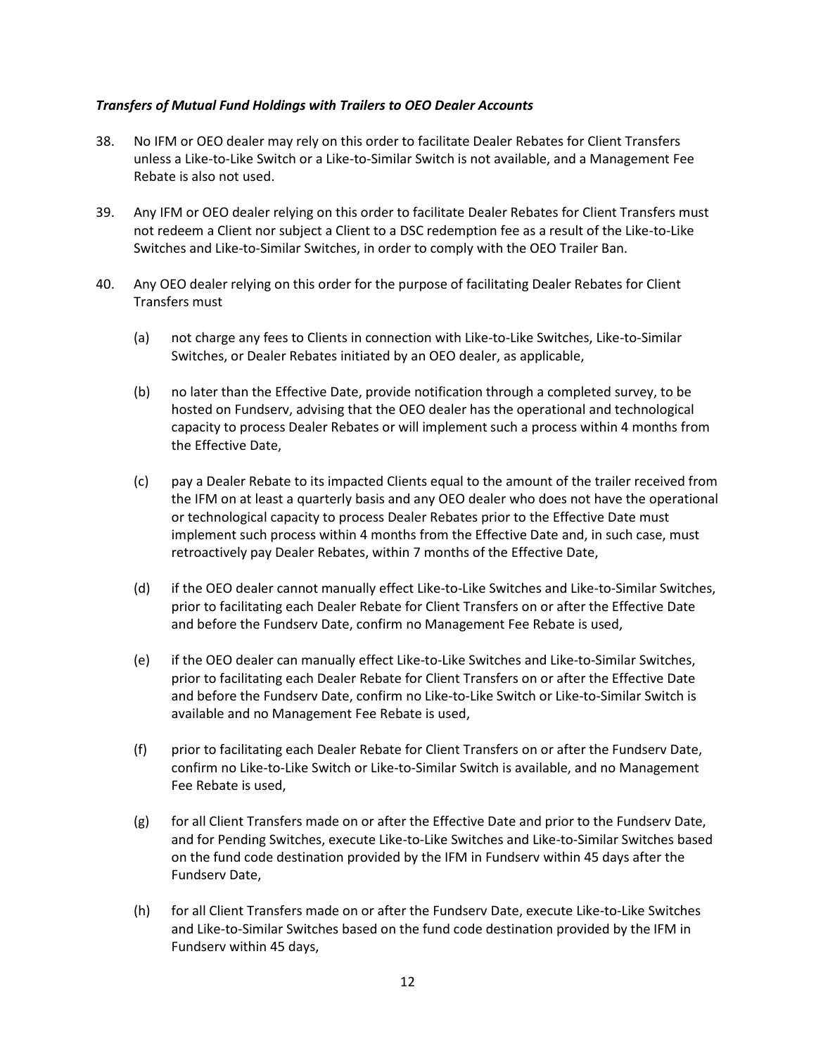***Transfers of Mutual Fund Holdings with Trailers to OEO Dealer Accounts***

38. No IFM or OEO dealer may rely on this order to facilitate Dealer Rebates for Client Transfers unless a Like-to-Like Switch or a Like-to-Similar Switch is not available, and a Management Fee Rebate is also not used.

39. Any IFM or OEO dealer relying on this order to facilitate Dealer Rebates for Client Transfers must not redeem a Client nor subject a Client to a DSC redemption fee as a result of the Like-to-Like Switches and Like-to-Similar Switches, in order to comply with the OEO Trailer Ban.

40. Any OEO dealer relying on this order for the purpose of facilitating Dealer Rebates for Client Transfers must

    (a) not charge any fees to Clients in connection with Like-to-Like Switches, Like-to-Similar Switches, or Dealer Rebates initiated by an OEO dealer, as applicable,

    (b) no later than the Effective Date, provide notification through a completed survey, to be hosted on Fundserv, advising that the OEO dealer has the operational and technological capacity to process Dealer Rebates or will implement such a process within 4 months from the Effective Date,

    (c) pay a Dealer Rebate to its impacted Clients equal to the amount of the trailer received from the IFM on at least a quarterly basis and any OEO dealer who does not have the operational or technological capacity to process Dealer Rebates prior to the Effective Date must implement such process within 4 months from the Effective Date and, in such case, must retroactively pay Dealer Rebates, within 7 months of the Effective Date,

    (d) if the OEO dealer cannot manually effect Like-to-Like Switches and Like-to-Similar Switches, prior to facilitating each Dealer Rebate for Client Transfers on or after the Effective Date and before the Fundserv Date, confirm no Management Fee Rebate is used,

    (e) if the OEO dealer can manually effect Like-to-Like Switches and Like-to-Similar Switches, prior to facilitating each Dealer Rebate for Client Transfers on or after the Effective Date and before the Fundserv Date, confirm no Like-to-Like Switch or Like-to-Similar Switch is available and no Management Fee Rebate is used,

    (f) prior to facilitating each Dealer Rebate for Client Transfers on or after the Fundserv Date, confirm no Like-to-Like Switch or Like-to-Similar Switch is available, and no Management Fee Rebate is used,

    (g) for all Client Transfers made on or after the Effective Date and prior to the Fundserv Date, and for Pending Switches, execute Like-to-Like Switches and Like-to-Similar Switches based on the fund code destination provided by the IFM in Fundserv within 45 days after the Fundserv Date,

    (h) for all Client Transfers made on or after the Fundserv Date, execute Like-to-Like Switches and Like-to-Similar Switches based on the fund code destination provided by the IFM in Fundserv within 45 days,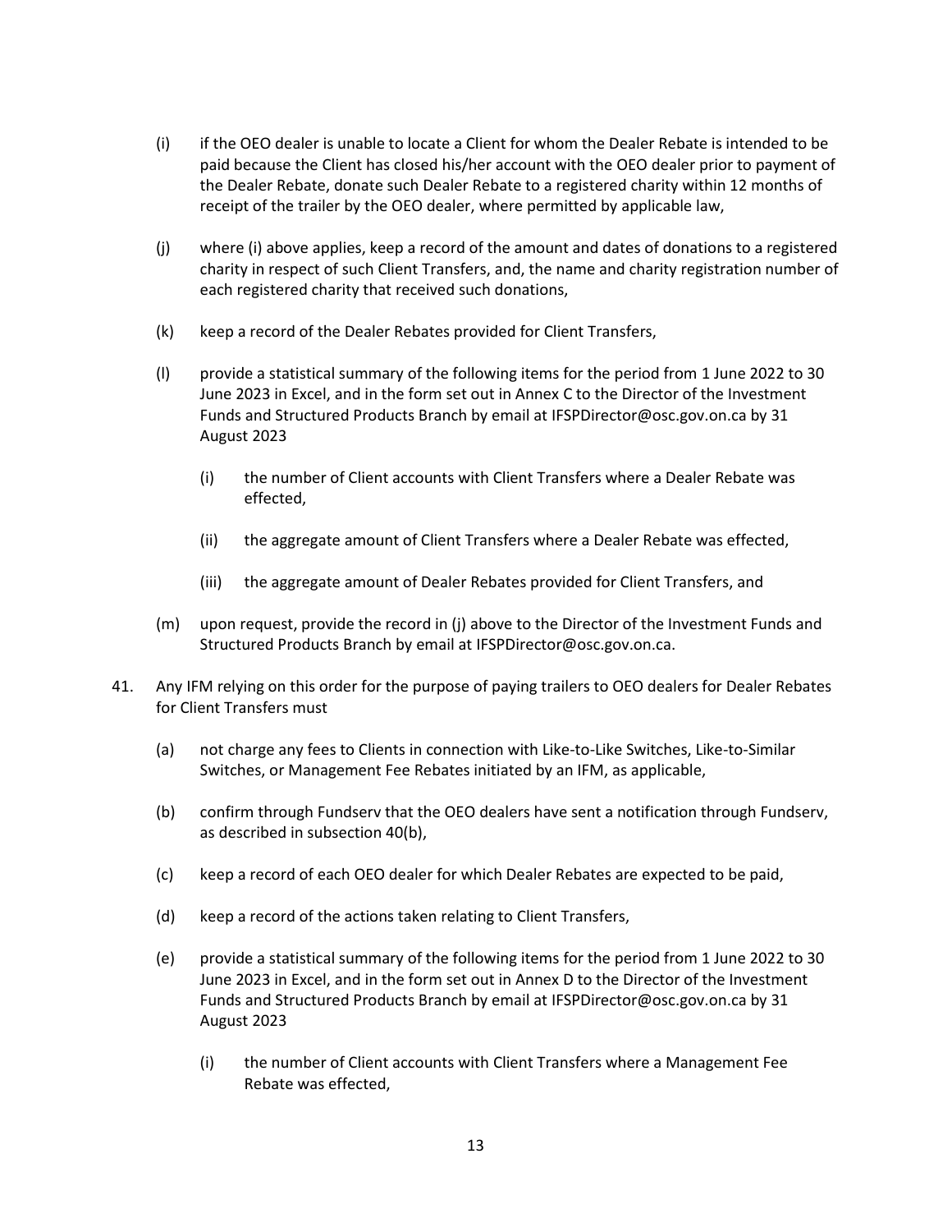(i) if the OEO dealer is unable to locate a Client for whom the Dealer Rebate is intended to be paid because the Client has closed his/her account with the OEO dealer prior to payment of the Dealer Rebate, donate such Dealer Rebate to a registered charity within 12 months of receipt of the trailer by the OEO dealer, where permitted by applicable law,

(j) where (i) above applies, keep a record of the amount and dates of donations to a registered charity in respect of such Client Transfers, and, the name and charity registration number of each registered charity that received such donations,

(k) keep a record of the Dealer Rebates provided for Client Transfers,

(l) provide a statistical summary of the following items for the period from 1 June 2022 to 30 June 2023 in Excel, and in the form set out in Annex C to the Director of the Investment Funds and Structured Products Branch by email at IFSPDirector@osc.gov.on.ca by 31 August 2023

    (i) the number of Client accounts with Client Transfers where a Dealer Rebate was effected,

    (ii) the aggregate amount of Client Transfers where a Dealer Rebate was effected,

    (iii) the aggregate amount of Dealer Rebates provided for Client Transfers, and

(m) upon request, provide the record in (j) above to the Director of the Investment Funds and Structured Products Branch by email at IFSPDirector@osc.gov.on.ca.

41. Any IFM relying on this order for the purpose of paying trailers to OEO dealers for Dealer Rebates for Client Transfers must

(a) not charge any fees to Clients in connection with Like-to-Like Switches, Like-to-Similar Switches, or Management Fee Rebates initiated by an IFM, as applicable,

(b) confirm through Fundserv that the OEO dealers have sent a notification through Fundserv, as described in subsection 40(b),

(c) keep a record of each OEO dealer for which Dealer Rebates are expected to be paid,

(d) keep a record of the actions taken relating to Client Transfers,

(e) provide a statistical summary of the following items for the period from 1 June 2022 to 30 June 2023 in Excel, and in the form set out in Annex D to the Director of the Investment Funds and Structured Products Branch by email at IFSPDirector@osc.gov.on.ca by 31 August 2023

    (i) the number of Client accounts with Client Transfers where a Management Fee Rebate was effected,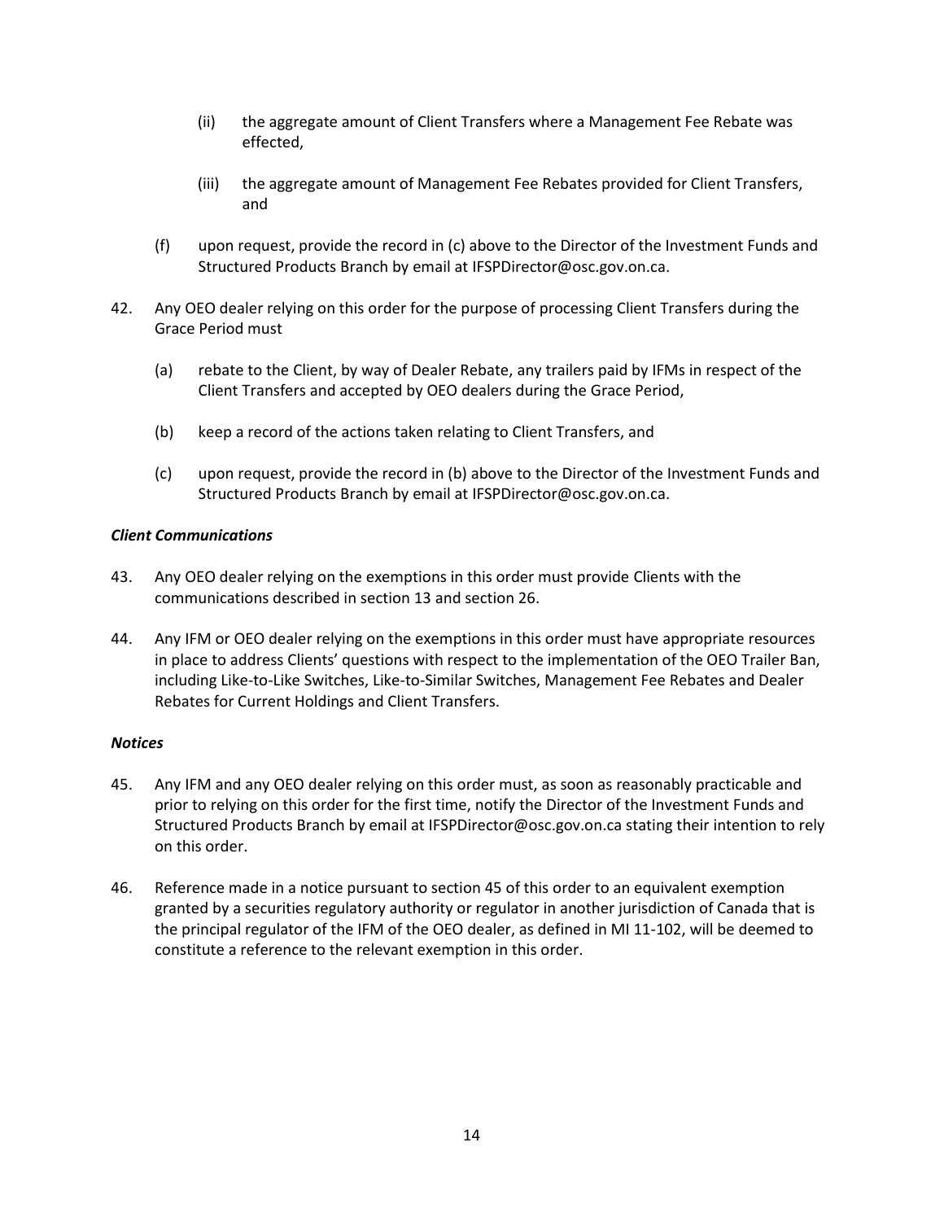(ii) the aggregate amount of Client Transfers where a Management Fee Rebate was effected,

(iii) the aggregate amount of Management Fee Rebates provided for Client Transfers, and

(f) upon request, provide the record in (c) above to the Director of the Investment Funds and Structured Products Branch by email at IFSPDirector@osc.gov.on.ca.

42. Any OEO dealer relying on this order for the purpose of processing Client Transfers during the Grace Period must

(a) rebate to the Client, by way of Dealer Rebate, any trailers paid by IFMs in respect of the Client Transfers and accepted by OEO dealers during the Grace Period,

(b) keep a record of the actions taken relating to Client Transfers, and

(c) upon request, provide the record in (b) above to the Director of the Investment Funds and Structured Products Branch by email at IFSPDirector@osc.gov.on.ca.

***Client Communications***

43. Any OEO dealer relying on the exemptions in this order must provide Clients with the communications described in section 13 and section 26.

44. Any IFM or OEO dealer relying on the exemptions in this order must have appropriate resources in place to address Clients' questions with respect to the implementation of the OEO Trailer Ban, including Like-to-Like Switches, Like-to-Similar Switches, Management Fee Rebates and Dealer Rebates for Current Holdings and Client Transfers.

***Notices***

45. Any IFM and any OEO dealer relying on this order must, as soon as reasonably practicable and prior to relying on this order for the first time, notify the Director of the Investment Funds and Structured Products Branch by email at IFSPDirector@osc.gov.on.ca stating their intention to rely on this order.

46. Reference made in a notice pursuant to section 45 of this order to an equivalent exemption granted by a securities regulatory authority or regulator in another jurisdiction of Canada that is the principal regulator of the IFM of the OEO dealer, as defined in MI 11-102, will be deemed to constitute a reference to the relevant exemption in this order.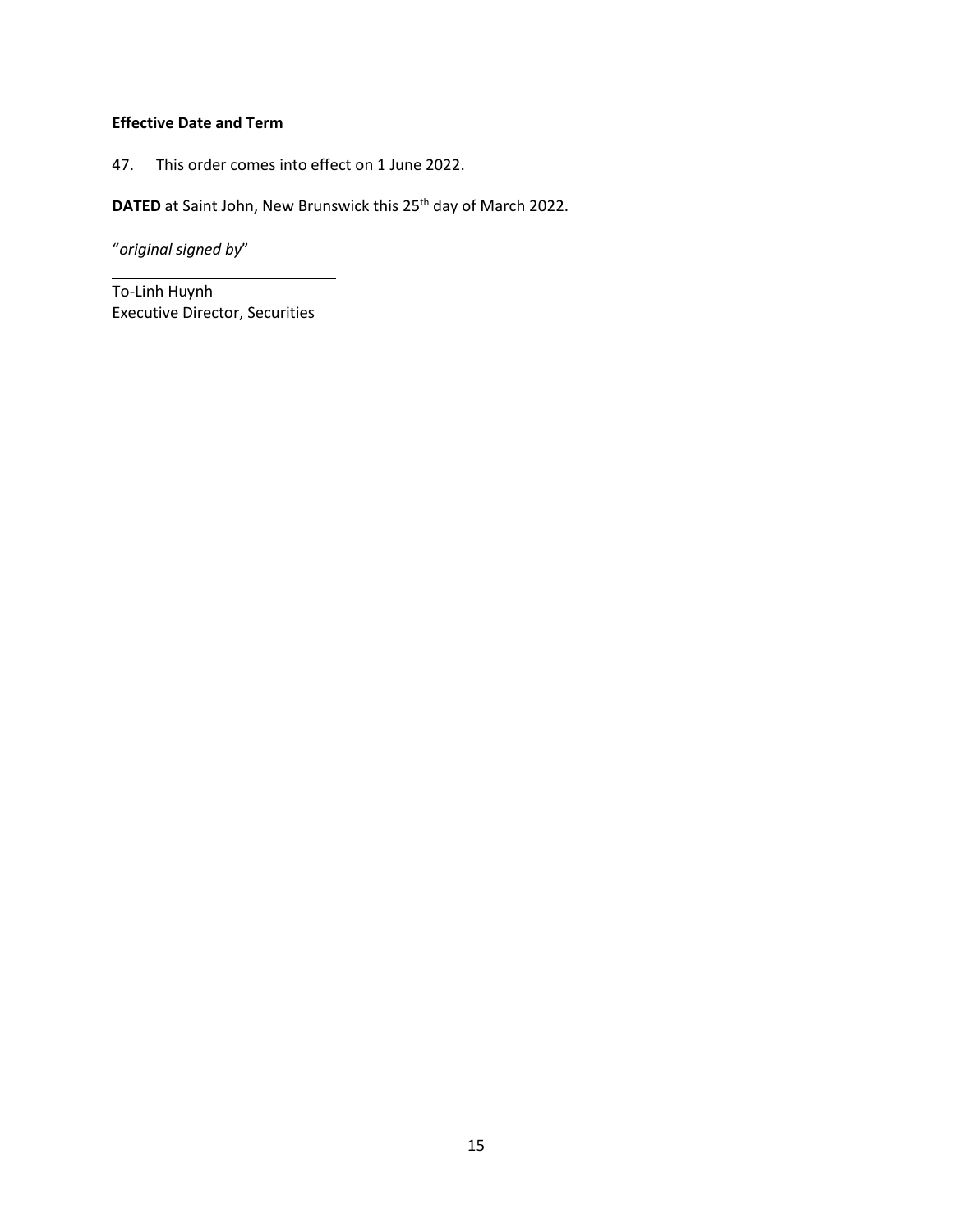**Effective Date and Term**

47. This order comes into effect on 1 June 2022.

**DATED** at Saint John, New Brunswick this 25th day of March 2022.

"*original signed by*"

To-Linh Huynh
Executive Director, Securities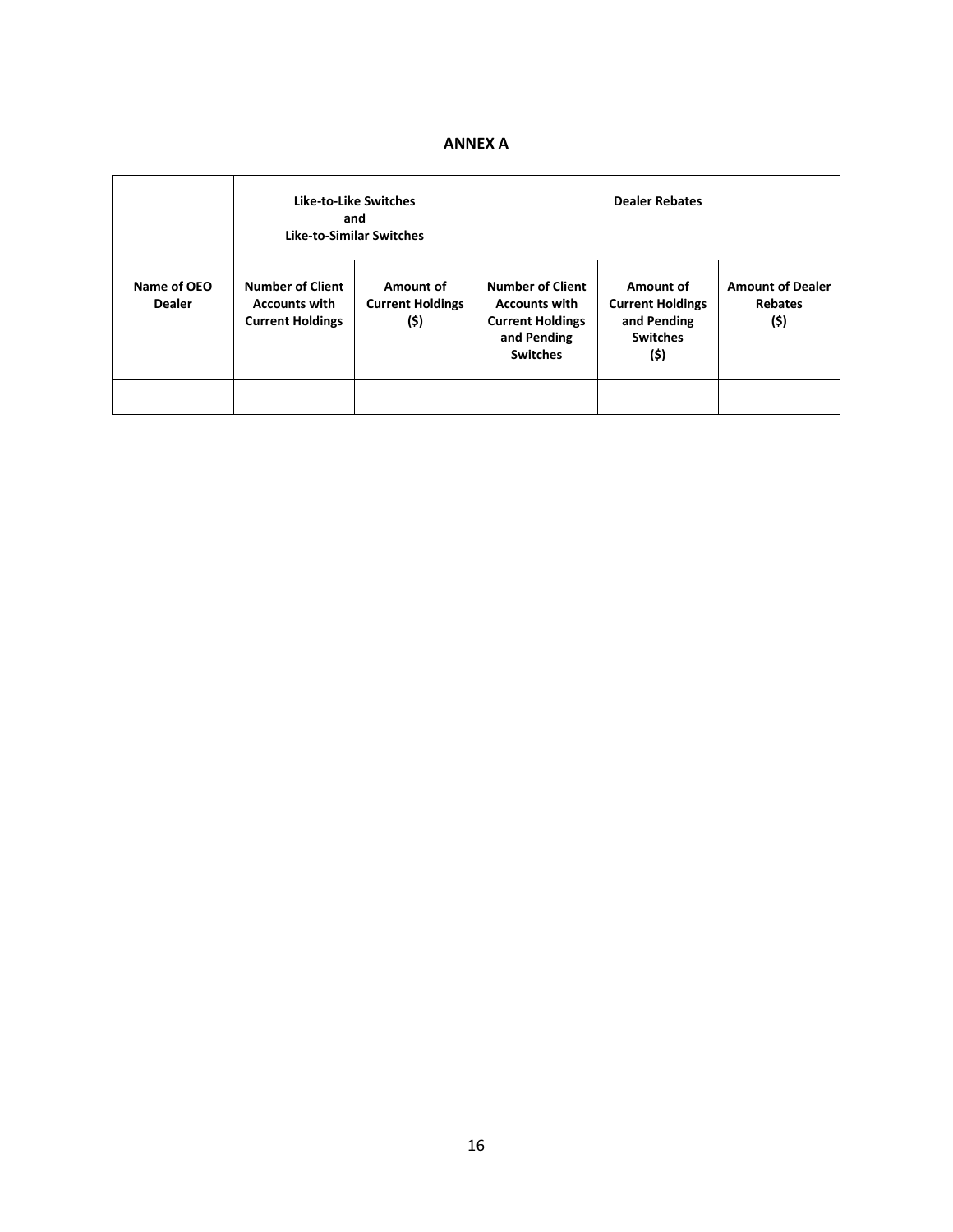# ANNEX A

| Name of OEO Dealer | Like-to-Like Switches and Like-to-Similar Switches | | Dealer Rebates | | |
|---|---|---|---|---|---|
| | Number of Client Accounts with Current Holdings | Amount of Current Holdings ($) | Number of Client Accounts with Current Holdings and Pending Switches | Amount of Current Holdings and Pending Switches ($) | Amount of Dealer Rebates ($) |
| | | | | | |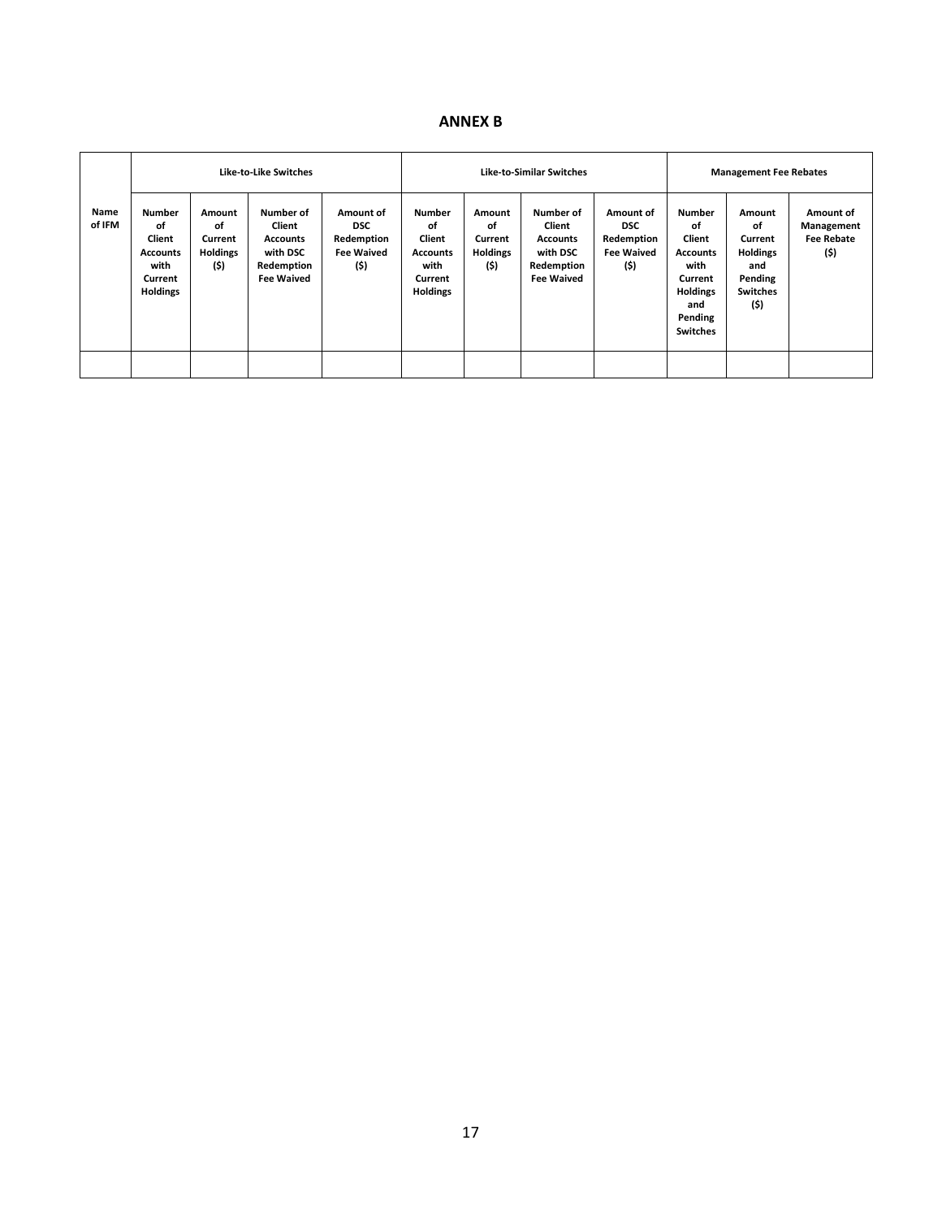# ANNEX B

| Name of IFM | Like-to-Like Switches | | | | Like-to-Similar Switches | | | | Management Fee Rebates | | |
|---|---|---|---|---|---|---|---|---|---|---|---|
| | Number of Client Accounts with Current Holdings | Amount of Current Holdings ($) | Number of Client Accounts with DSC Redemption Fee Waived | Amount of DSC Redemption Fee Waived ($) | Number of Client Accounts with Current Holdings | Amount of Current Holdings ($) | Number of Client Accounts with DSC Redemption Fee Waived | Amount of DSC Redemption Fee Waived ($) | Number of Client Accounts with Current Holdings and Pending Switches | Amount of Current Holdings and Pending Switches ($) | Amount of Management Fee Rebate ($) |
| | | | | | | | | | | | |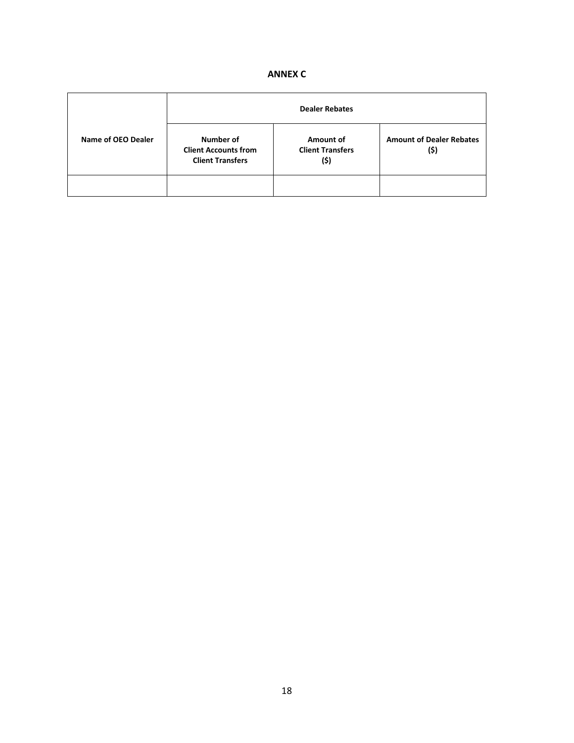# ANNEX C

| Name of OEO Dealer | Dealer Rebates | | |
|---|---|---|---|
| | Number of Client Accounts from Client Transfers | Amount of Client Transfers ($) | Amount of Dealer Rebates ($) |
| | | | |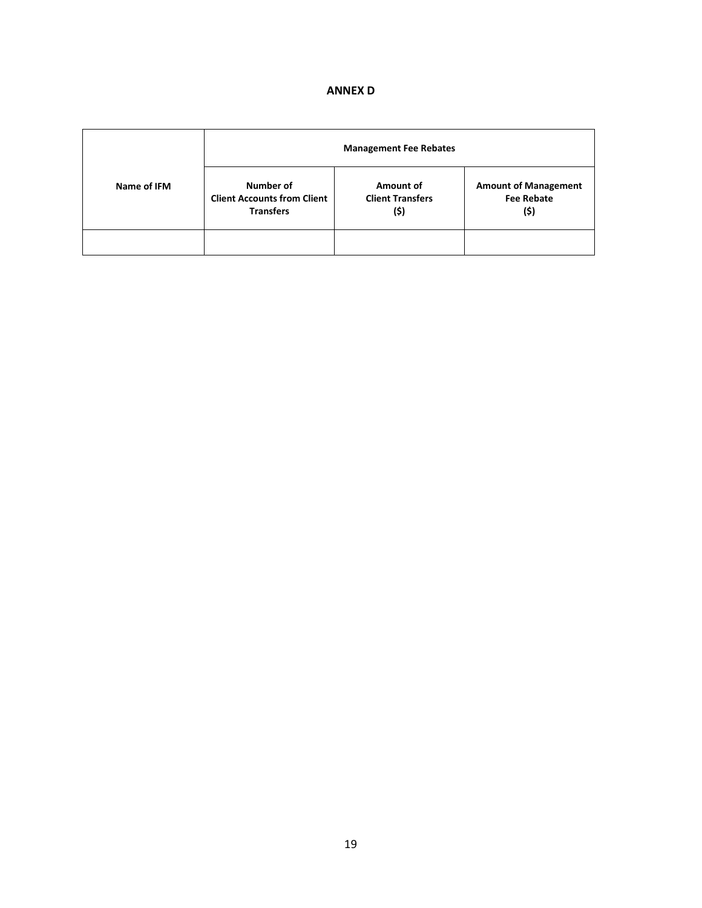# ANNEX D

| Name of IFM | Management Fee Rebates | | |
|---|---|---|---|
| | Number of Client Accounts from Client Transfers | Amount of Client Transfers ($) | Amount of Management Fee Rebate ($) |
| | | | |